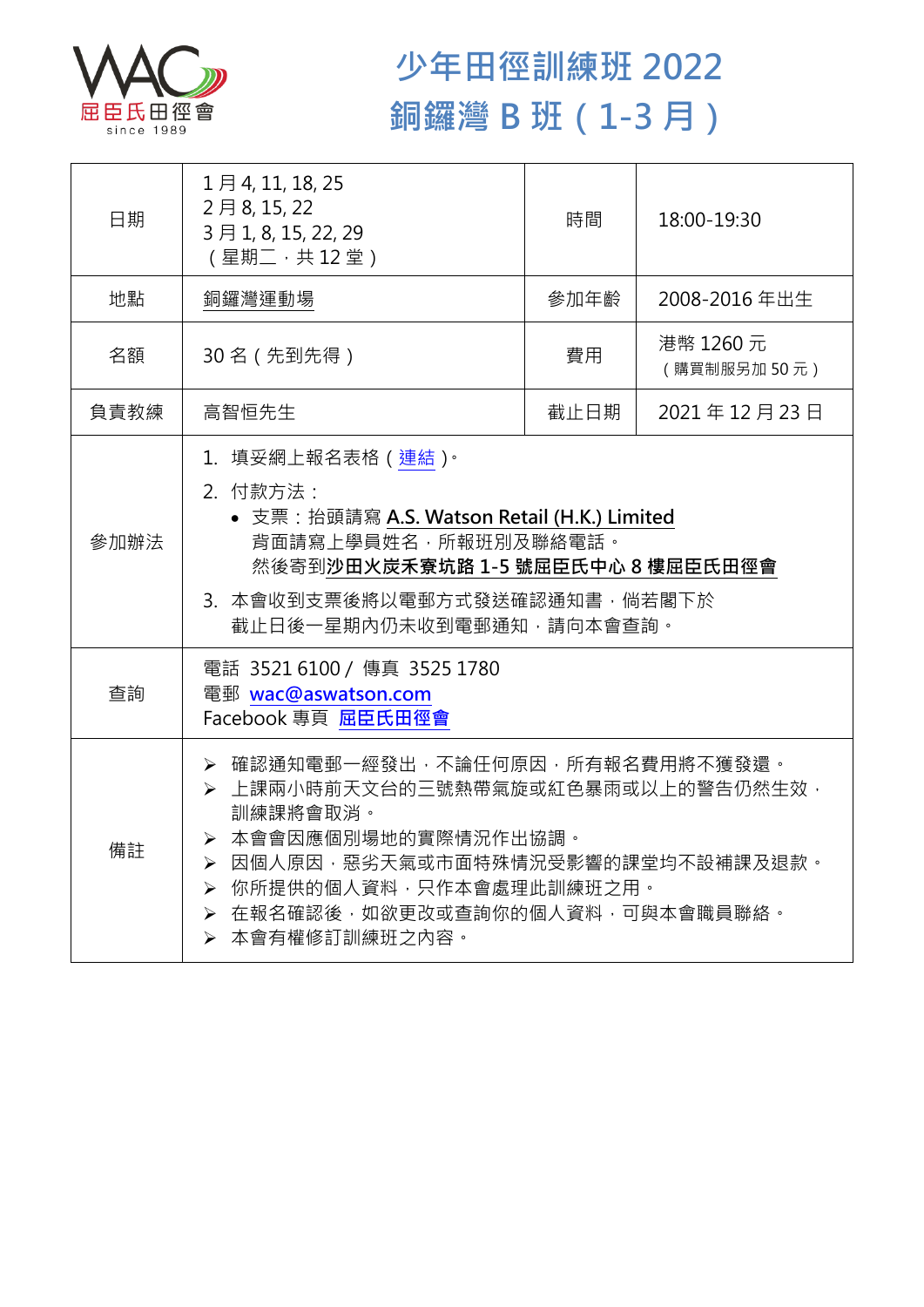WAC 屈臣氏田徑會 since 1989

# 少年田徑訓練班 2022
# 銅鑼灣 B 班（1-3 月）

| 日期 | 1 月 4, 11, 18, 25<br>2 月 8, 15, 22<br>3 月 1, 8, 15, 22, 29<br>（星期二，共 12 堂） | 時間 | 18:00-19:30 |
|---|---|---|---|
| 地點 | 銅鑼灣運動場 | 參加年齡 | 2008-2016 年出生 |
| 名額 | 30 名（先到先得） | 費用 | 港幣 1260 元<br>（購買制服另加 50 元） |
| 負責教練 | 高智恒先生 | 截止日期 | 2021 年 12 月 23 日 |
| 參加辦法 | 1. 填妥網上報名表格（連結）。<br>2. 付款方法：<br>• 支票：抬頭請寫 **A.S. Watson Retail (H.K.) Limited**<br>背面請寫上學員姓名，所報班別及聯絡電話。<br>然後寄到**沙田火炭禾寮坑路 1-5 號屈臣氏中心 8 樓屈臣氏田徑會**<br>3. 本會收到支票後將以電郵方式發送確認通知書，倘若閣下於截止日後一星期內仍未收到電郵通知，請向本會查詢。 | | |
| 查詢 | 電話 3521 6100 / 傳真 3525 1780<br>電郵 **wac@aswatson.com**<br>Facebook 專頁 **屈臣氏田徑會** | | |
| 備註 | ➢ 確認通知電郵一經發出，不論任何原因，所有報名費用將不獲發還。<br>➢ 上課兩小時前天文台的三號熱帶氣旋或紅色暴雨或以上的警告仍然生效，訓練課將會取消。<br>➢ 本會會因應個別場地的實際情況作出協調。<br>➢ 因個人原因，惡劣天氣或市面特殊情況受影響的課堂均不設補課及退款。<br>➢ 你所提供的個人資料，只作本會處理此訓練班之用。<br>➢ 在報名確認後，如欲更改或查詢你的個人資料，可與本會職員聯絡。<br>➢ 本會有權修訂訓練班之內容。 | | |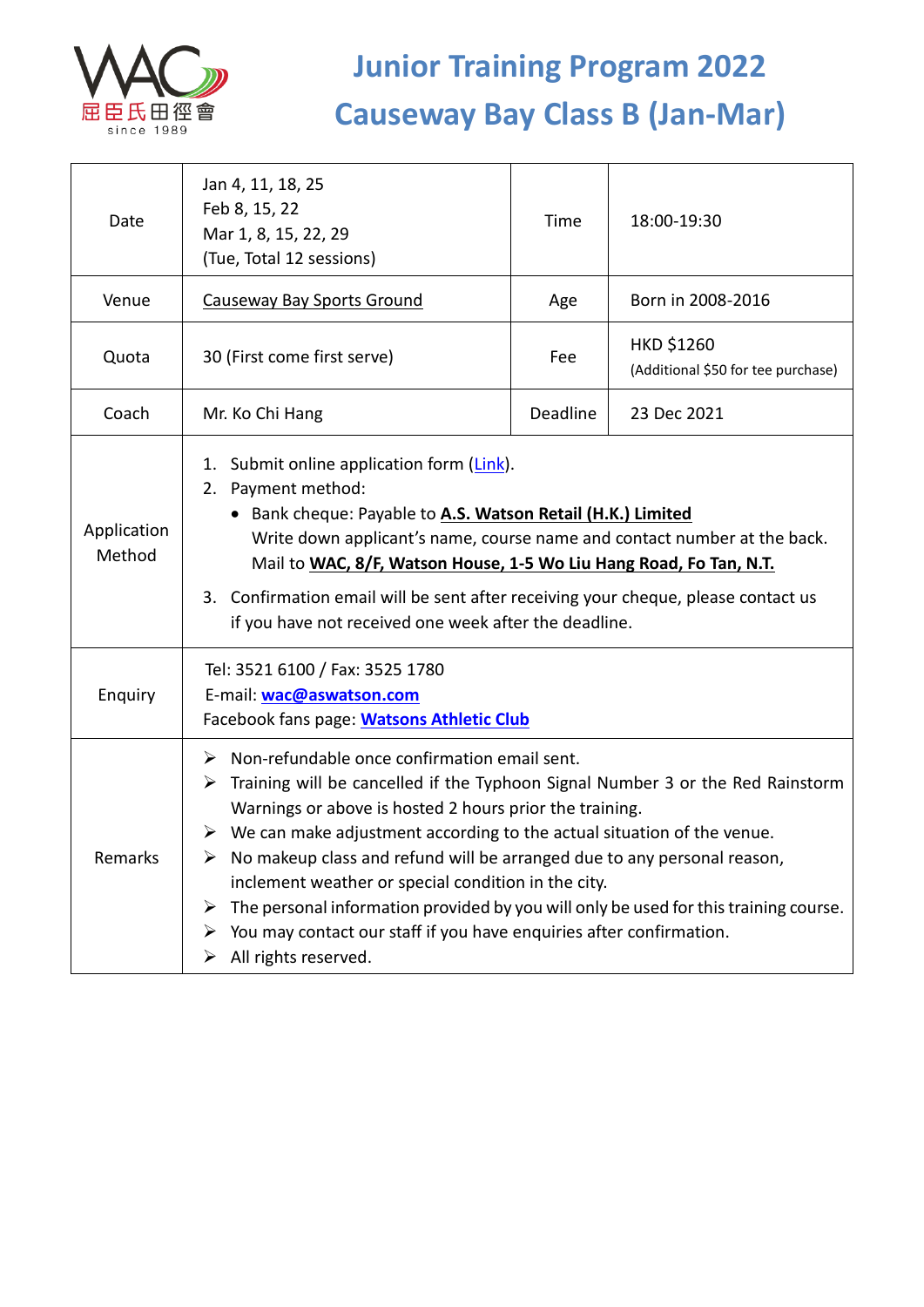# Junior Training Program 2022
# Causeway Bay Class B (Jan-Mar)

| | | | |
|---|---|---|---|
| Date | Jan 4, 11, 18, 25<br>Feb 8, 15, 22<br>Mar 1, 8, 15, 22, 29<br>(Tue, Total 12 sessions) | Time | 18:00-19:30 |
| Venue | Causeway Bay Sports Ground | Age | Born in 2008-2016 |
| Quota | 30 (First come first serve) | Fee | HKD $1260<br>(Additional $50 for tee purchase) |
| Coach | Mr. Ko Chi Hang | Deadline | 23 Dec 2021 |
| Application Method | 1. Submit online application form (Link).<br>2. Payment method:<br>• Bank cheque: Payable to **A.S. Watson Retail (H.K.) Limited**<br>Write down applicant's name, course name and contact number at the back.<br>Mail to **WAC, 8/F, Watson House, 1-5 Wo Liu Hang Road, Fo Tan, N.T.**<br>3. Confirmation email will be sent after receiving your cheque, please contact us if you have not received one week after the deadline. | | |
| Enquiry | Tel: 3521 6100 / Fax: 3525 1780<br>E-mail: **wac@aswatson.com**<br>Facebook fans page: **Watsons Athletic Club** | | |
| Remarks | ➢ Non-refundable once confirmation email sent.<br>➢ Training will be cancelled if the Typhoon Signal Number 3 or the Red Rainstorm Warnings or above is hosted 2 hours prior the training.<br>➢ We can make adjustment according to the actual situation of the venue.<br>➢ No makeup class and refund will be arranged due to any personal reason, inclement weather or special condition in the city.<br>➢ The personal information provided by you will only be used for this training course.<br>➢ You may contact our staff if you have enquiries after confirmation.<br>➢ All rights reserved. | | |